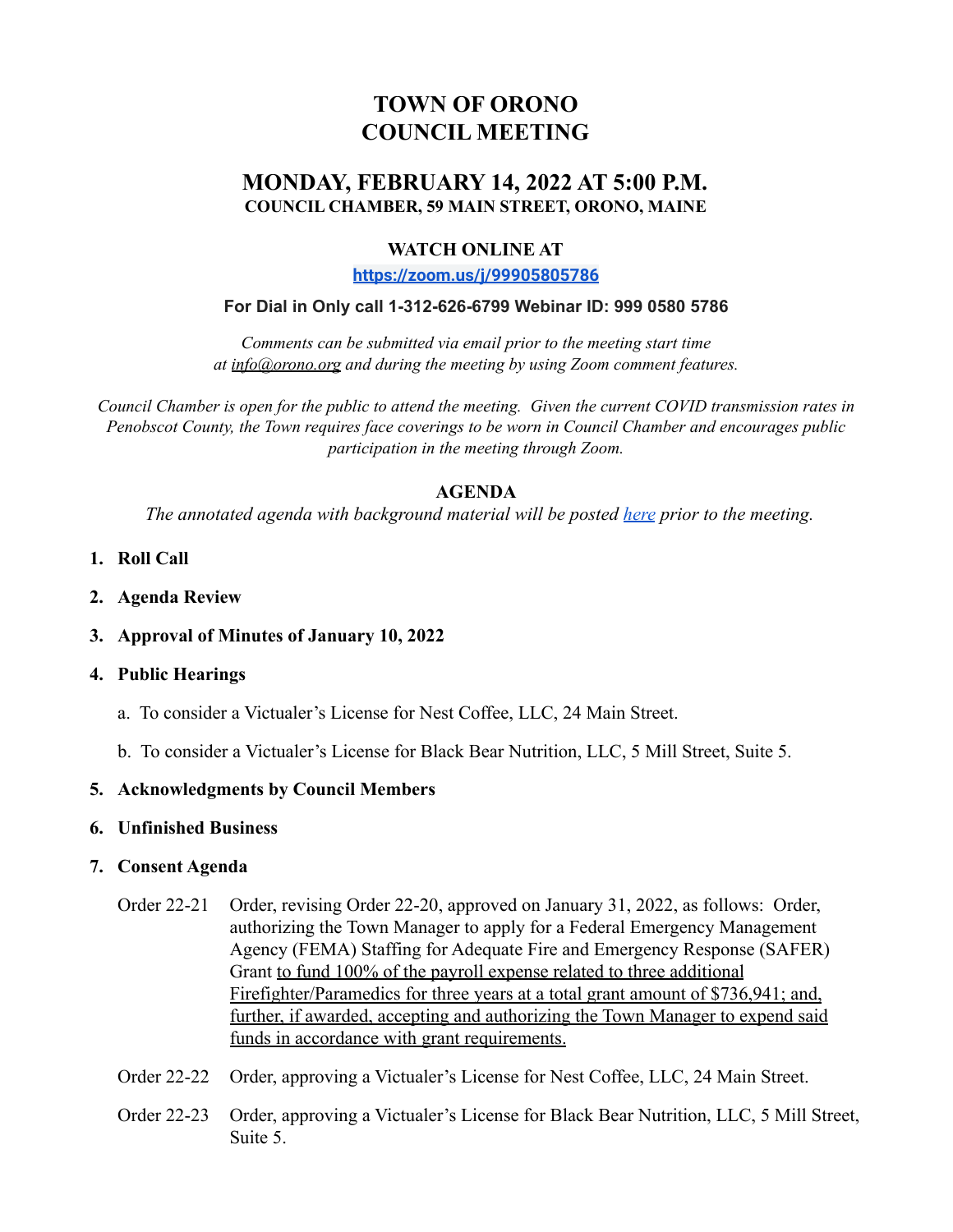# TOWN OF ORONO
# COUNCIL MEETING

## MONDAY, FEBRUARY 14, 2022 AT 5:00 P.M.
**COUNCIL CHAMBER, 59 MAIN STREET, ORONO, MAINE**

**WATCH ONLINE AT**

**[https://zoom.us/j/99905805786](https://zoom.us/j/99905805786)**

**For Dial in Only call 1-312-626-6799 Webinar ID: 999 0580 5786**

*Comments can be submitted via email prior to the meeting start time at info@orono.org and during the meeting by using Zoom comment features.*

*Council Chamber is open for the public to attend the meeting. Given the current COVID transmission rates in Penobscot County, the Town requires face coverings to be worn in Council Chamber and encourages public participation in the meeting through Zoom.*

**AGENDA**

*The annotated agenda with background material will be posted here prior to the meeting.*

1. **Roll Call**
2. **Agenda Review**
3. **Approval of Minutes of January 10, 2022**
4. **Public Hearings**
   a. To consider a Victualer's License for Nest Coffee, LLC, 24 Main Street.
   b. To consider a Victualer's License for Black Bear Nutrition, LLC, 5 Mill Street, Suite 5.
5. **Acknowledgments by Council Members**
6. **Unfinished Business**
7. **Consent Agenda**

Order 22-21 Order, revising Order 22-20, approved on January 31, 2022, as follows: Order, authorizing the Town Manager to apply for a Federal Emergency Management Agency (FEMA) Staffing for Adequate Fire and Emergency Response (SAFER) Grant <u>to fund 100% of the payroll expense related to three additional Firefighter/Paramedics for three years at a total grant amount of $736,941; and, further, if awarded, accepting and authorizing the Town Manager to expend said funds in accordance with grant requirements.</u>

Order 22-22 Order, approving a Victualer's License for Nest Coffee, LLC, 24 Main Street.

Order 22-23 Order, approving a Victualer's License for Black Bear Nutrition, LLC, 5 Mill Street, Suite 5.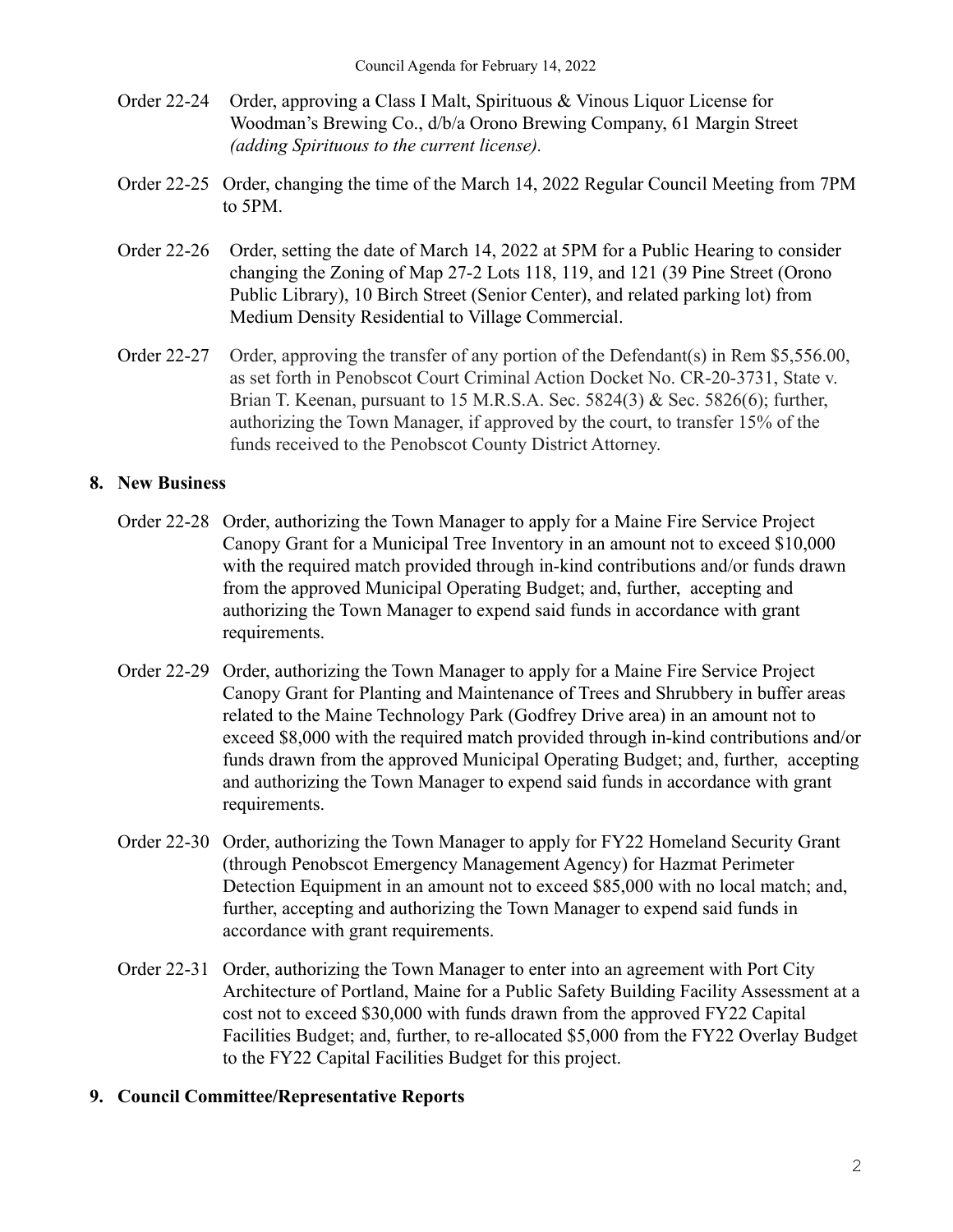Order 22-24 Order, approving a Class I Malt, Spirituous & Vinous Liquor License for Woodman's Brewing Co., d/b/a Orono Brewing Company, 61 Margin Street *(adding Spirituous to the current license).*

Order 22-25 Order, changing the time of the March 14, 2022 Regular Council Meeting from 7PM to 5PM.

Order 22-26 Order, setting the date of March 14, 2022 at 5PM for a Public Hearing to consider changing the Zoning of Map 27-2 Lots 118, 119, and 121 (39 Pine Street (Orono Public Library), 10 Birch Street (Senior Center), and related parking lot) from Medium Density Residential to Village Commercial.

Order 22-27 Order, approving the transfer of any portion of the Defendant(s) in Rem $5,556.00, as set forth in Penobscot Court Criminal Action Docket No. CR-20-3731, State v. Brian T. Keenan, pursuant to 15 M.R.S.A. Sec. 5824(3) & Sec. 5826(6); further, authorizing the Town Manager, if approved by the court, to transfer 15% of the funds received to the Penobscot County District Attorney.

## 8. New Business

Order 22-28 Order, authorizing the Town Manager to apply for a Maine Fire Service Project Canopy Grant for a Municipal Tree Inventory in an amount not to exceed $10,000 with the required match provided through in-kind contributions and/or funds drawn from the approved Municipal Operating Budget; and, further, accepting and authorizing the Town Manager to expend said funds in accordance with grant requirements.

Order 22-29 Order, authorizing the Town Manager to apply for a Maine Fire Service Project Canopy Grant for Planting and Maintenance of Trees and Shrubbery in buffer areas related to the Maine Technology Park (Godfrey Drive area) in an amount not to exceed $8,000 with the required match provided through in-kind contributions and/or funds drawn from the approved Municipal Operating Budget; and, further, accepting and authorizing the Town Manager to expend said funds in accordance with grant requirements.

Order 22-30 Order, authorizing the Town Manager to apply for FY22 Homeland Security Grant (through Penobscot Emergency Management Agency) for Hazmat Perimeter Detection Equipment in an amount not to exceed $85,000 with no local match; and, further, accepting and authorizing the Town Manager to expend said funds in accordance with grant requirements.

Order 22-31 Order, authorizing the Town Manager to enter into an agreement with Port City Architecture of Portland, Maine for a Public Safety Building Facility Assessment at a cost not to exceed $30,000 with funds drawn from the approved FY22 Capital Facilities Budget; and, further, to re-allocated $5,000 from the FY22 Overlay Budget to the FY22 Capital Facilities Budget for this project.

## 9. Council Committee/Representative Reports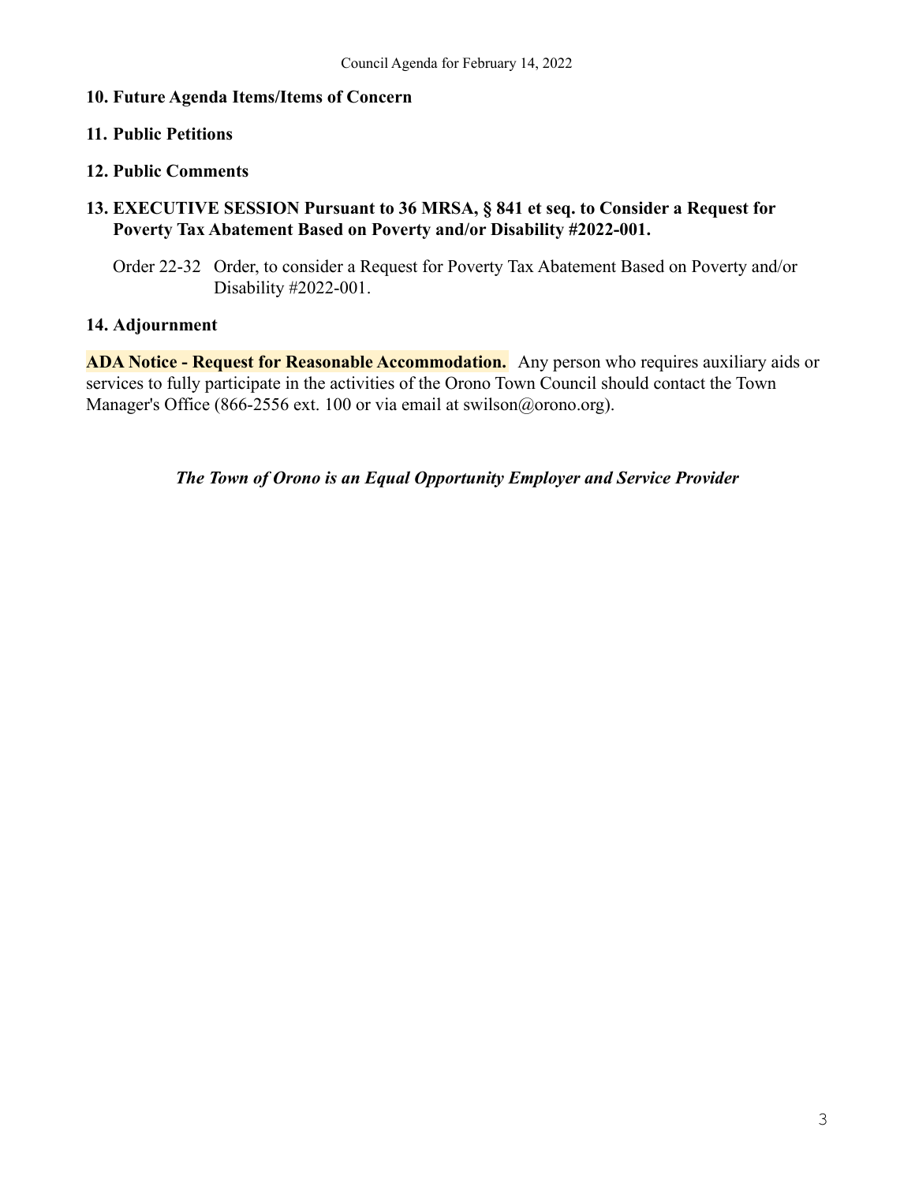**10. Future Agenda Items/Items of Concern**

**11. Public Petitions**

**12. Public Comments**

**13. EXECUTIVE SESSION Pursuant to 36 MRSA, § 841 et seq. to Consider a Request for Poverty Tax Abatement Based on Poverty and/or Disability #2022-001.**

Order 22-32 Order, to consider a Request for Poverty Tax Abatement Based on Poverty and/or Disability #2022-001.

**14. Adjournment**

**ADA Notice - Request for Reasonable Accommodation.** Any person who requires auxiliary aids or services to fully participate in the activities of the Orono Town Council should contact the Town Manager's Office (866-2556 ext. 100 or via email at swilson@orono.org).

***The Town of Orono is an Equal Opportunity Employer and Service Provider***